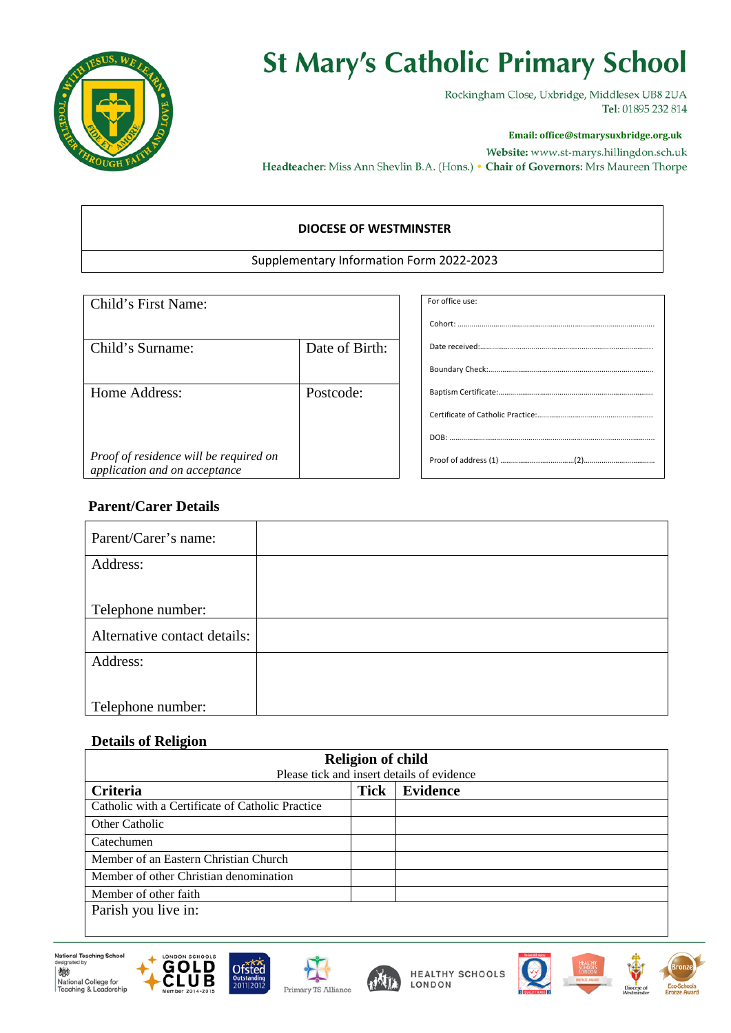# St Mary's Catholic Primary School

Rockingham Close, Uxbridge, Middlesex UB8 2UA
**Tel**: 01895 232 814

**Email: office@stmarysuxbridge.org.uk**
**Website:** www.st-marys.hillingdon.sch.uk
**Headteacher**: Miss Ann Shevlin B.A. (Hons.) • **Chair of Governors:** Mrs Maureen Thorpe

| **DIOCESE OF WESTMINSTER** |
|---|
| Supplementary Information Form 2022-2023 |

| Child's First Name: | |
|---|---|
| Child's Surname: | Date of Birth: |
| Home Address:<br><br>*Proof of residence will be required on application and on acceptance* | Postcode: |

| For office use: |
|---|
| Cohort: ………………………………………………………………………… |
| Date received:……………………………………………………………… |
| Boundary Check:…………………………………………………………… |
| Baptism Certificate:………………………………………………………… |
| Certificate of Catholic Practice:………………………………………… |
| DOB: ……………………………………………………………………………… |
| Proof of address (1) ………………………………(2)…………………………… |

## Parent/Carer Details

| Parent/Carer's name: | |
|---|---|
| Address:<br><br>Telephone number: | |
| Alternative contact details: | |
| Address:<br><br>Telephone number: | |

## Details of Religion

| **Religion of child**<br>Please tick and insert details of evidence | | |
|---|---|---|
| **Criteria** | **Tick** | **Evidence** |
| Catholic with a Certificate of Catholic Practice | | |
| Other Catholic | | |
| Catechumen | | |
| Member of an Eastern Christian Church | | |
| Member of other Christian denomination | | |
| Member of other faith | | |
| Parish you live in: | | |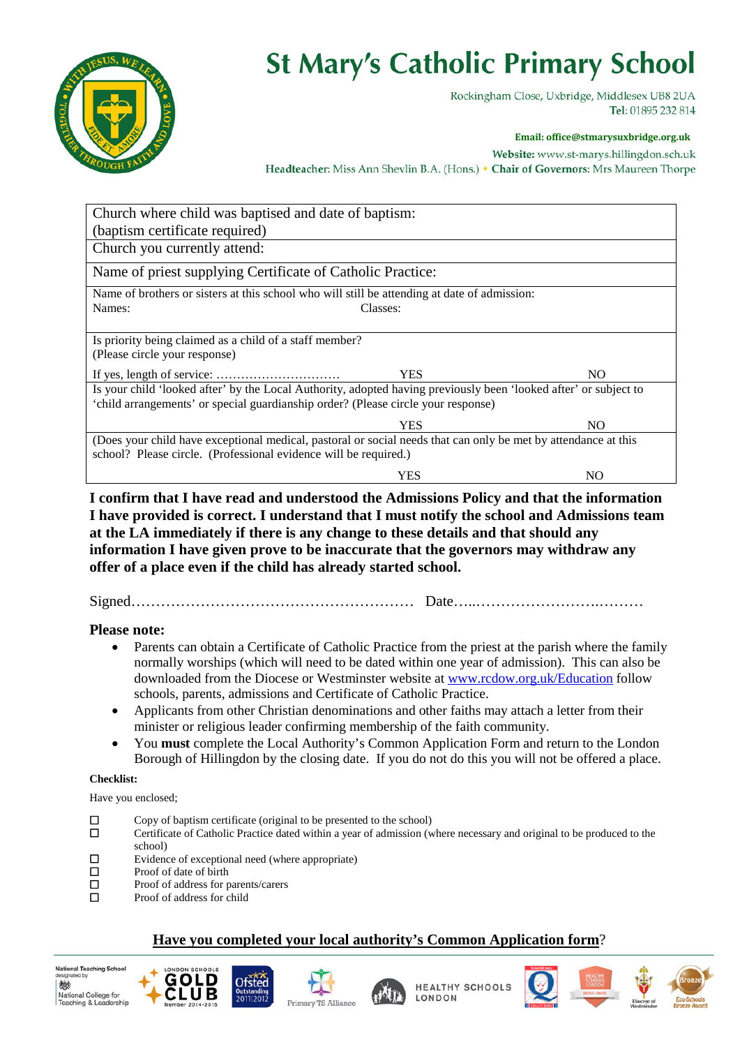# St Mary's Catholic Primary School

Rockingham Close, Uxbridge, Middlesex UB8 2UA
**Tel**: 01895 232 814

**Email: office@stmarysuxbridge.org.uk**
**Website:** www.st-marys.hillingdon.sch.uk
**Headteacher**: Miss Ann Shevlin B.A. (Hons.) • **Chair of Governors**: Mrs Maureen Thorpe

| | | |
|---|---|---|
| Church where child was baptised and date of baptism:<br>(baptism certificate required) | | |
| Church you currently attend: | | |
| Name of priest supplying Certificate of Catholic Practice: | | |
| Name of brothers or sisters at this school who will still be attending at date of admission:<br>Names: Classes: | | |
| Is priority being claimed as a child of a staff member?<br>(Please circle your response)<br>If yes, length of service: ………………………… | YES | NO |
| Is your child 'looked after' by the Local Authority, adopted having previously been 'looked after' or subject to 'child arrangements' or special guardianship order? (Please circle your response) | YES | NO |
| (Does your child have exceptional medical, pastoral or social needs that can only be met by attendance at this school? Please circle. (Professional evidence will be required.) | YES | NO |

**I confirm that I have read and understood the Admissions Policy and that the information I have provided is correct. I understand that I must notify the school and Admissions team at the LA immediately if there is any change to these details and that should any information I have given prove to be inaccurate that the governors may withdraw any offer of a place even if the child has already started school.**

Signed………………………………………………… Date…..…………………………..………

**Please note:**

- Parents can obtain a Certificate of Catholic Practice from the priest at the parish where the family normally worships (which will need to be dated within one year of admission). This can also be downloaded from the Diocese or Westminster website at www.rcdow.org.uk/Education follow schools, parents, admissions and Certificate of Catholic Practice.
- Applicants from other Christian denominations and other faiths may attach a letter from their minister or religious leader confirming membership of the faith community.
- You **must** complete the Local Authority's Common Application Form and return to the London Borough of Hillingdon by the closing date. If you do not do this you will not be offered a place.

**Checklist:**

Have you enclosed;

- ☐ Copy of baptism certificate (original to be presented to the school)
- ☐ Certificate of Catholic Practice dated within a year of admission (where necessary and original to be produced to the school)
- ☐ Evidence of exceptional need (where appropriate)
- ☐ Proof of date of birth
- ☐ Proof of address for parents/carers
- ☐ Proof of address for child

**Have you completed your local authority's Common Application form**?